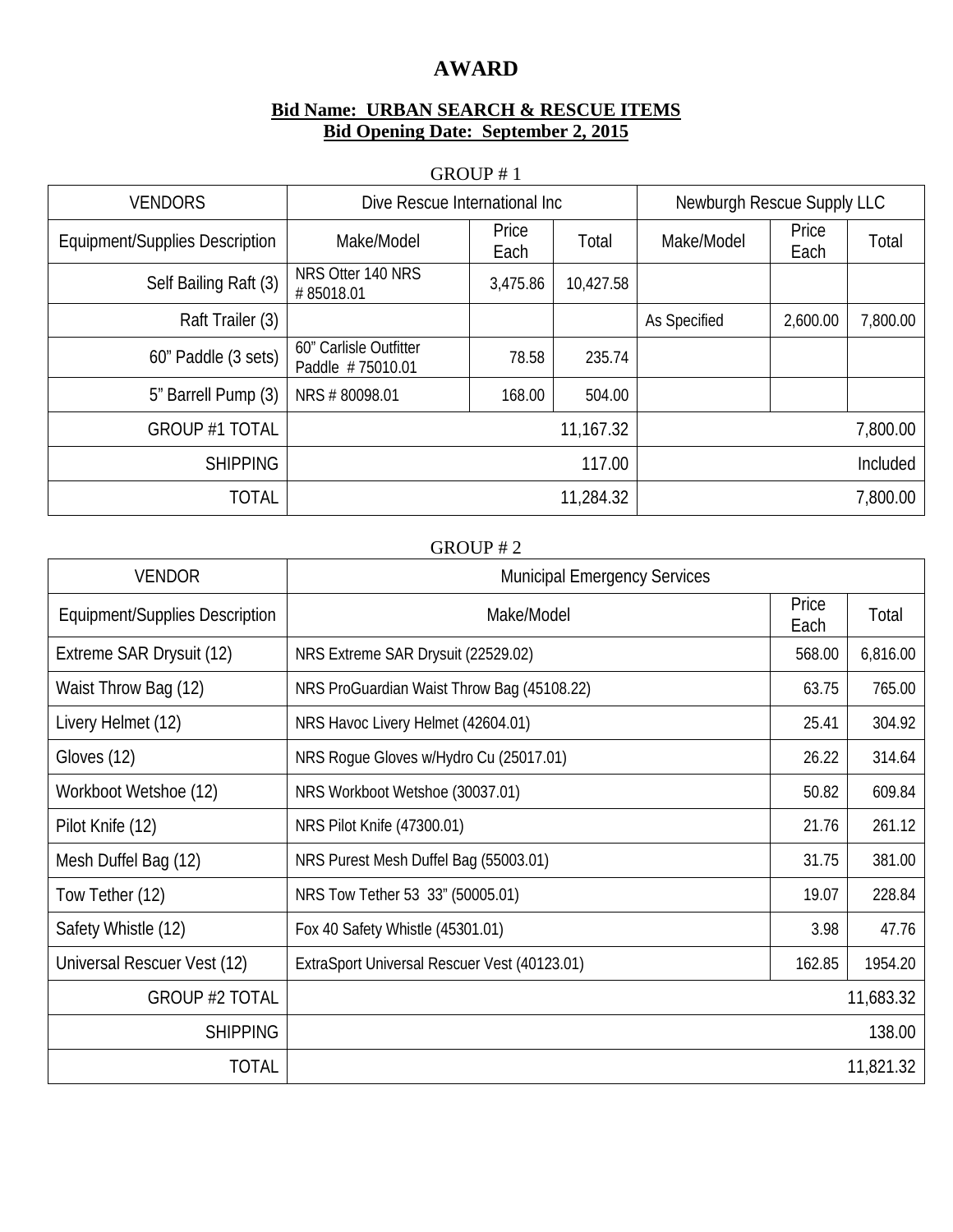# AWARD

**Bid Name: URBAN SEARCH & RESCUE ITEMS**
**Bid Opening Date: September 2, 2015**

GROUP # 1

| VENDORS | Dive Rescue International Inc | | | Newburgh Rescue Supply LLC | | |
|---|---|---|---|---|---|---|
| Equipment/Supplies Description | Make/Model | Price Each | Total | Make/Model | Price Each | Total |
| Self Bailing Raft (3) | NRS Otter 140 NRS # 85018.01 | 3,475.86 | 10,427.58 | | | |
| Raft Trailer (3) | | | | As Specified | 2,600.00 | 7,800.00 |
| 60" Paddle (3 sets) | 60" Carlisle Outfitter Paddle # 75010.01 | 78.58 | 235.74 | | | |
| 5" Barrell Pump (3) | NRS # 80098.01 | 168.00 | 504.00 | | | |
| GROUP #1 TOTAL | 11,167.32 | | | 7,800.00 | | |
| SHIPPING | 117.00 | | | Included | | |
| TOTAL | 11,284.32 | | | 7,800.00 | | |

GROUP # 2

| VENDOR | Municipal Emergency Services | | |
|---|---|---|---|
| Equipment/Supplies Description | Make/Model | Price Each | Total |
| Extreme SAR Drysuit (12) | NRS Extreme SAR Drysuit (22529.02) | 568.00 | 6,816.00 |
| Waist Throw Bag (12) | NRS ProGuardian Waist Throw Bag (45108.22) | 63.75 | 765.00 |
| Livery Helmet (12) | NRS Havoc Livery Helmet (42604.01) | 25.41 | 304.92 |
| Gloves (12) | NRS Rogue Gloves w/Hydro Cu (25017.01) | 26.22 | 314.64 |
| Workboot Wetshoe (12) | NRS Workboot Wetshoe (30037.01) | 50.82 | 609.84 |
| Pilot Knife (12) | NRS Pilot Knife (47300.01) | 21.76 | 261.12 |
| Mesh Duffel Bag (12) | NRS Purest Mesh Duffel Bag (55003.01) | 31.75 | 381.00 |
| Tow Tether (12) | NRS Tow Tether 53 33" (50005.01) | 19.07 | 228.84 |
| Safety Whistle (12) | Fox 40 Safety Whistle (45301.01) | 3.98 | 47.76 |
| Universal Rescuer Vest (12) | ExtraSport Universal Rescuer Vest (40123.01) | 162.85 | 1954.20 |
| GROUP #2 TOTAL | 11,683.32 | | |
| SHIPPING | 138.00 | | |
| TOTAL | 11,821.32 | | |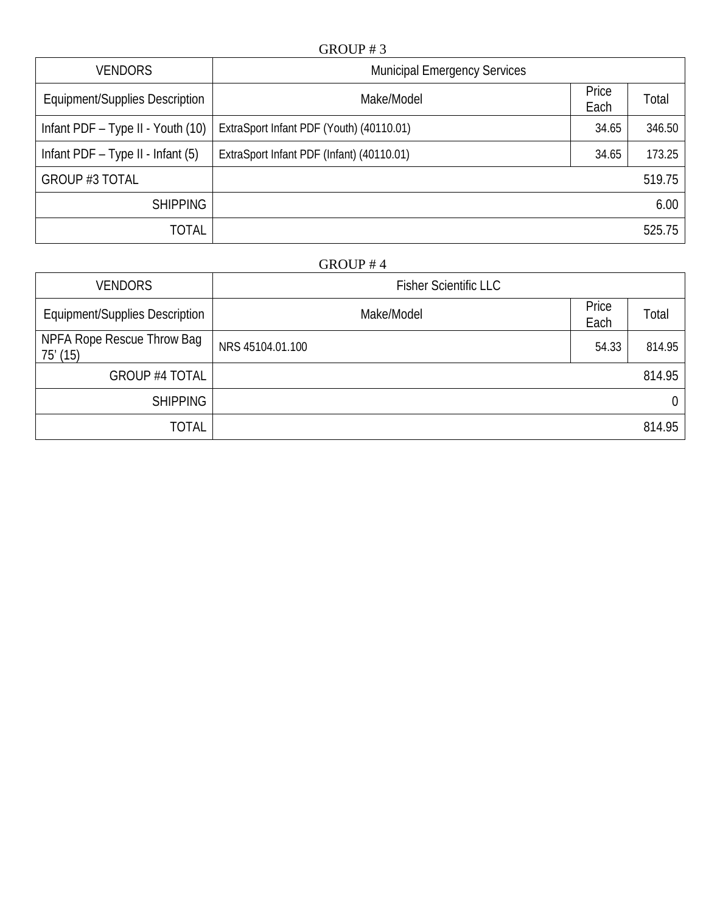GROUP # 3

| VENDORS | Municipal Emergency Services | | |
|---|---|---|---|
| Equipment/Supplies Description | Make/Model | Price Each | Total |
| Infant PDF – Type II - Youth (10) | ExtraSport Infant PDF (Youth) (40110.01) | 34.65 | 346.50 |
| Infant PDF – Type II - Infant (5) | ExtraSport Infant PDF (Infant) (40110.01) | 34.65 | 173.25 |
| GROUP #3 TOTAL | | | 519.75 |
| SHIPPING | | | 6.00 |
| TOTAL | | | 525.75 |

GROUP # 4

| VENDORS | Fisher Scientific LLC | | |
|---|---|---|---|
| Equipment/Supplies Description | Make/Model | Price Each | Total |
| NPFA Rope Rescue Throw Bag 75' (15) | NRS 45104.01.100 | 54.33 | 814.95 |
| GROUP #4 TOTAL | | | 814.95 |
| SHIPPING | | | 0 |
| TOTAL | | | 814.95 |